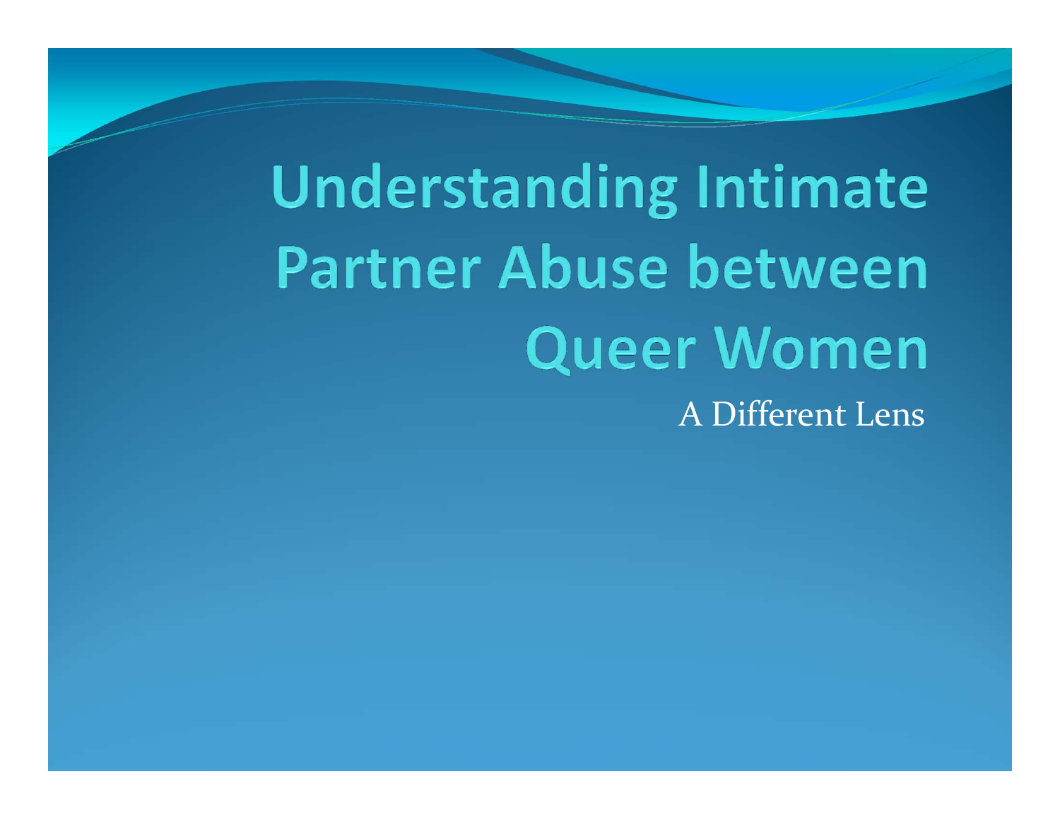# Understanding Intimate Partner Abuse between Queer Women

A Different Lens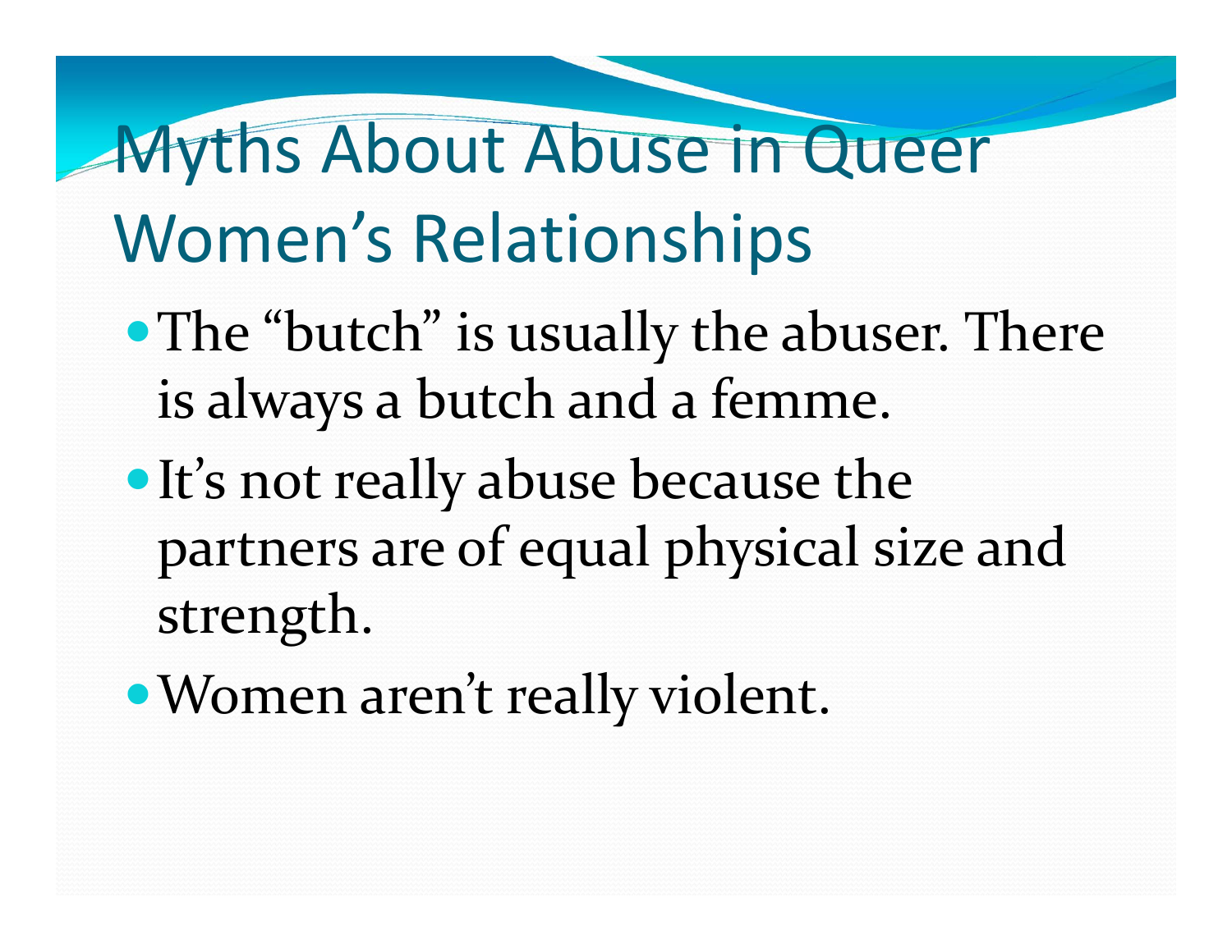# Myths About Abuse in Queer Women's Relationships

- The "butch" is usually the abuser. There is always a butch and a femme.
- It's not really abuse because the partners are of equal physical size and strength.
- Women aren't really violent.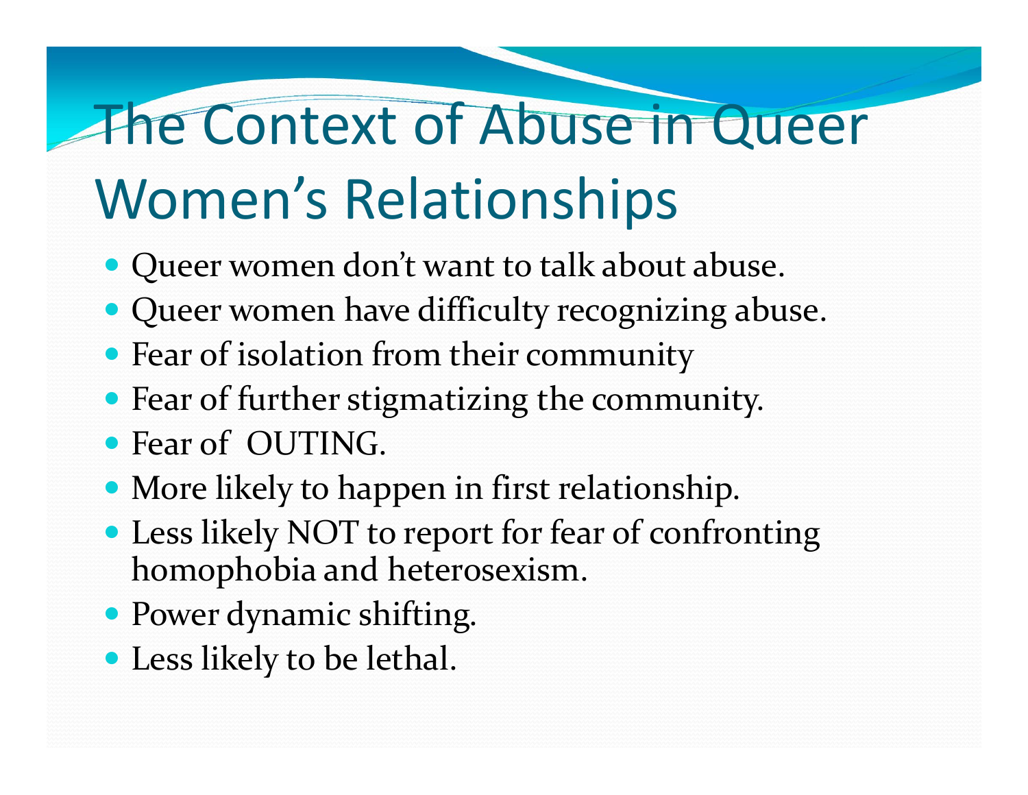# The Context of Abuse in Queer Women's Relationships

- Queer women don't want to talk about abuse.
- Queer women have difficulty recognizing abuse.
- Fear of isolation from their community
- Fear of further stigmatizing the community.
- Fear of OUTING.
- More likely to happen in first relationship.
- Less likely NOT to report for fear of confronting homophobia and heterosexism.
- Power dynamic shifting.
- Less likely to be lethal.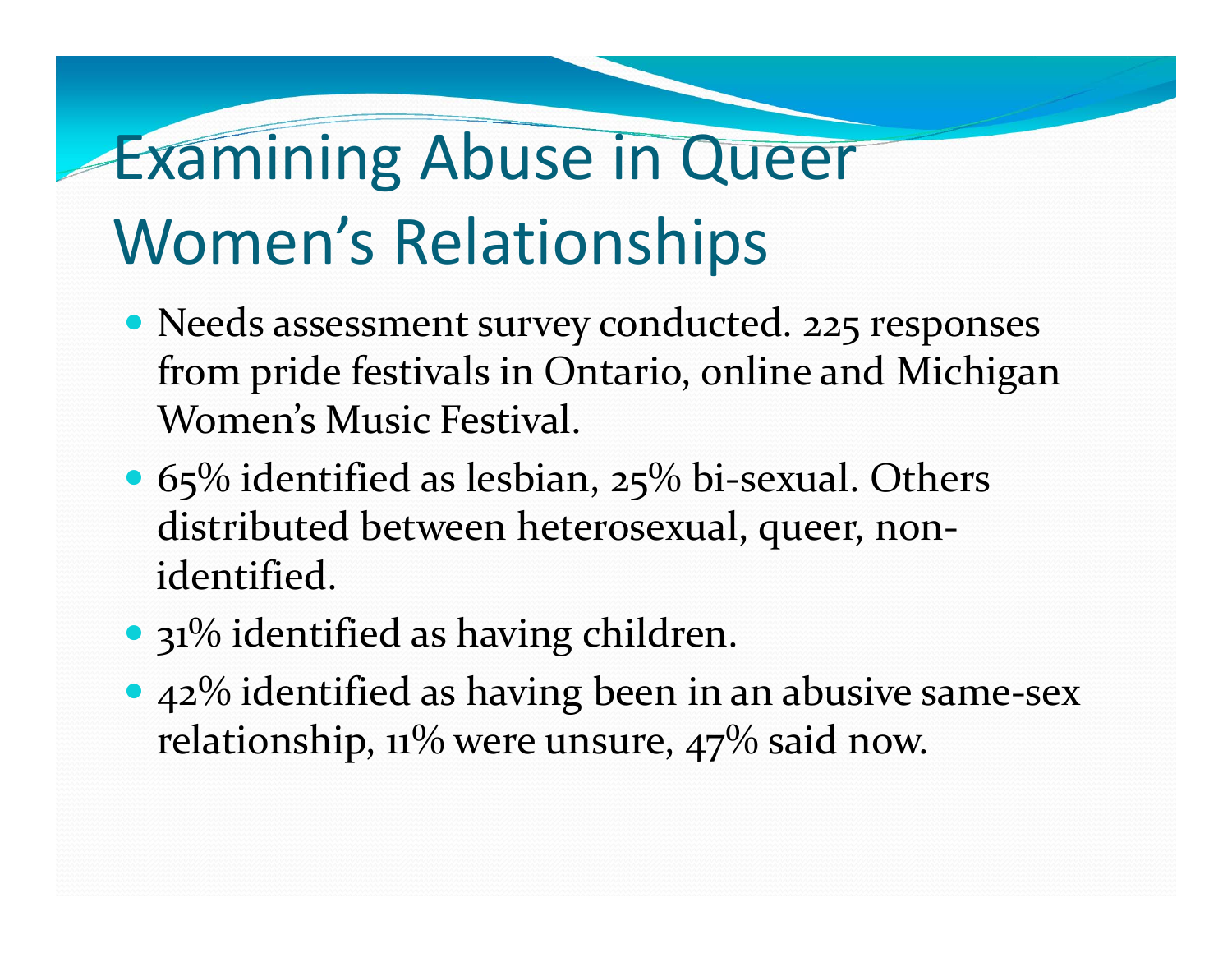# Examining Abuse in Queer Women's Relationships

- Needs assessment survey conducted. 225 responses from pride festivals in Ontario, online and Michigan Women's Music Festival.
- 65% identified as lesbian, 25% bi-sexual. Others distributed between heterosexual, queer, non-identified.
- 31% identified as having children.
- 42% identified as having been in an abusive same-sex relationship, 11% were unsure, 47% said now.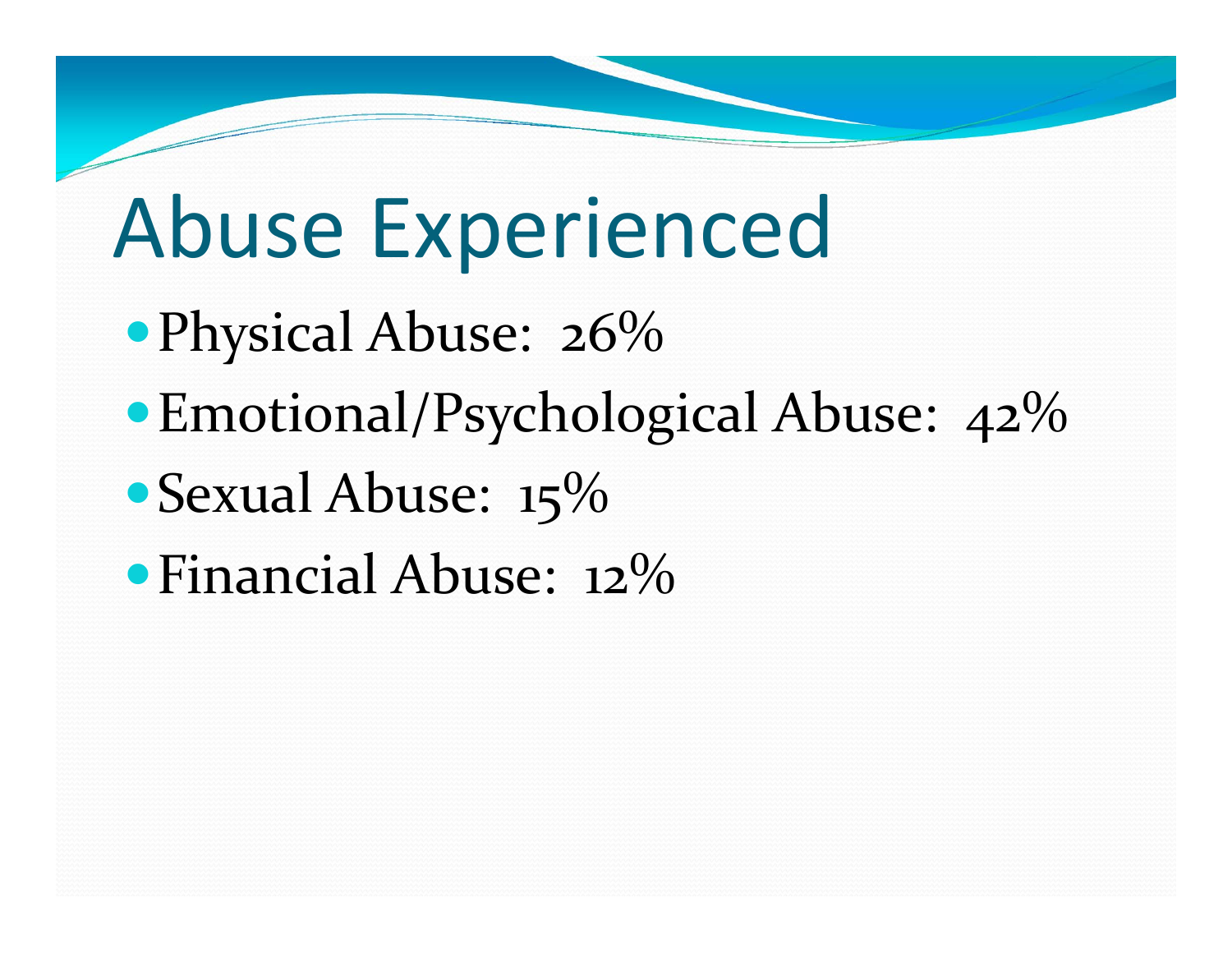# Abuse Experienced

- Physical Abuse: 26%
- Emotional/Psychological Abuse: 42%
- Sexual Abuse: 15%
- Financial Abuse: 12%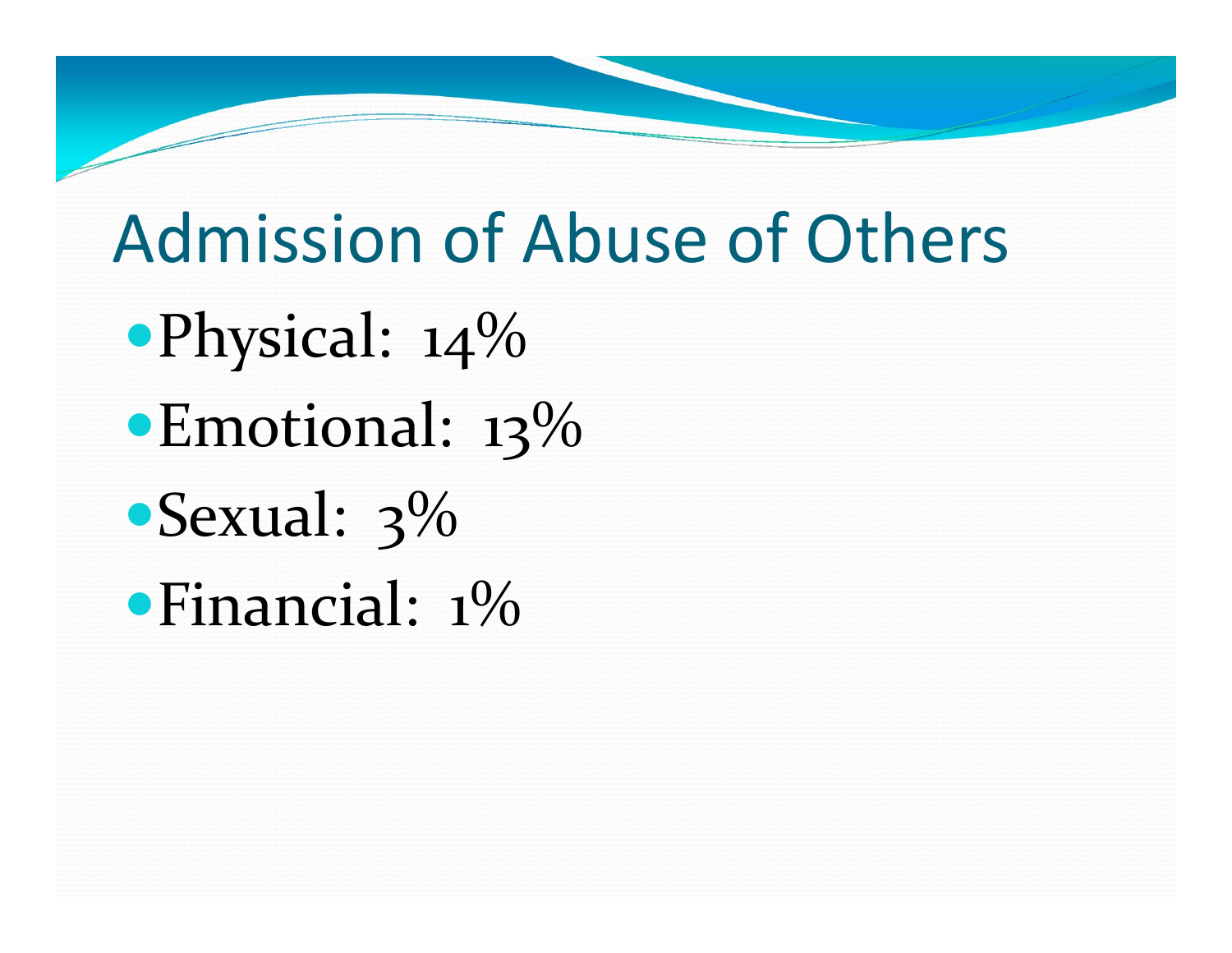# Admission of Abuse of Others

- Physical: 14%
- Emotional: 13%
- Sexual: 3%
- Financial: 1%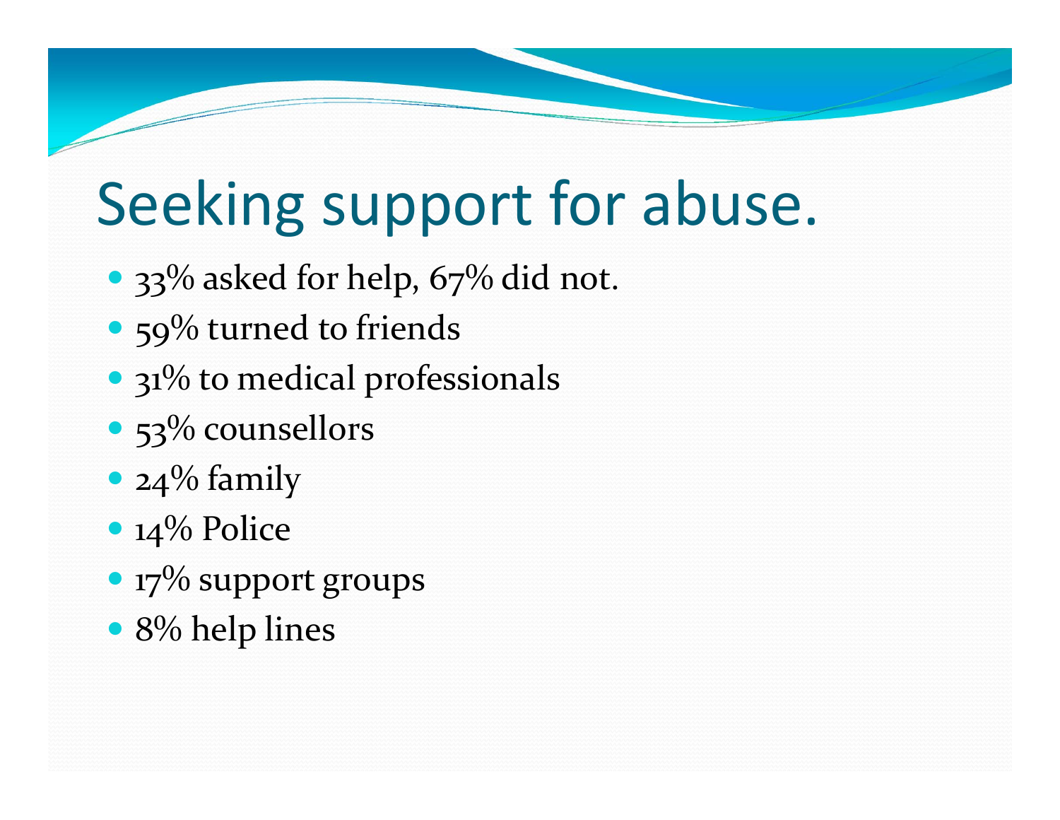# Seeking support for abuse.

- 33% asked for help, 67% did not.
- 59% turned to friends
- 31% to medical professionals
- 53% counsellors
- 24% family
- 14% Police
- 17% support groups
- 8% help lines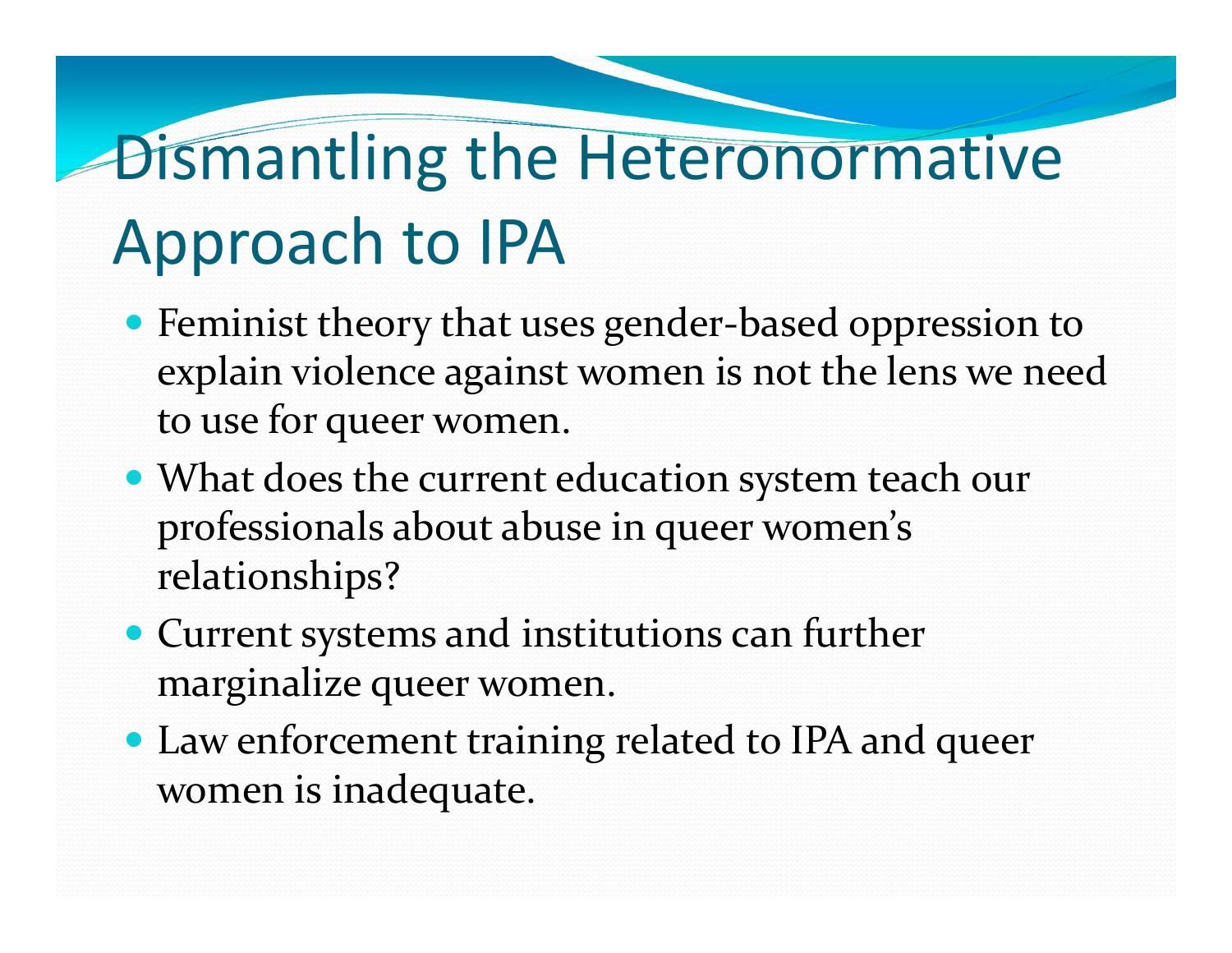# Dismantling the Heteronormative Approach to IPA

- Feminist theory that uses gender-based oppression to explain violence against women is not the lens we need to use for queer women.
- What does the current education system teach our professionals about abuse in queer women's relationships?
- Current systems and institutions can further marginalize queer women.
- Law enforcement training related to IPA and queer women is inadequate.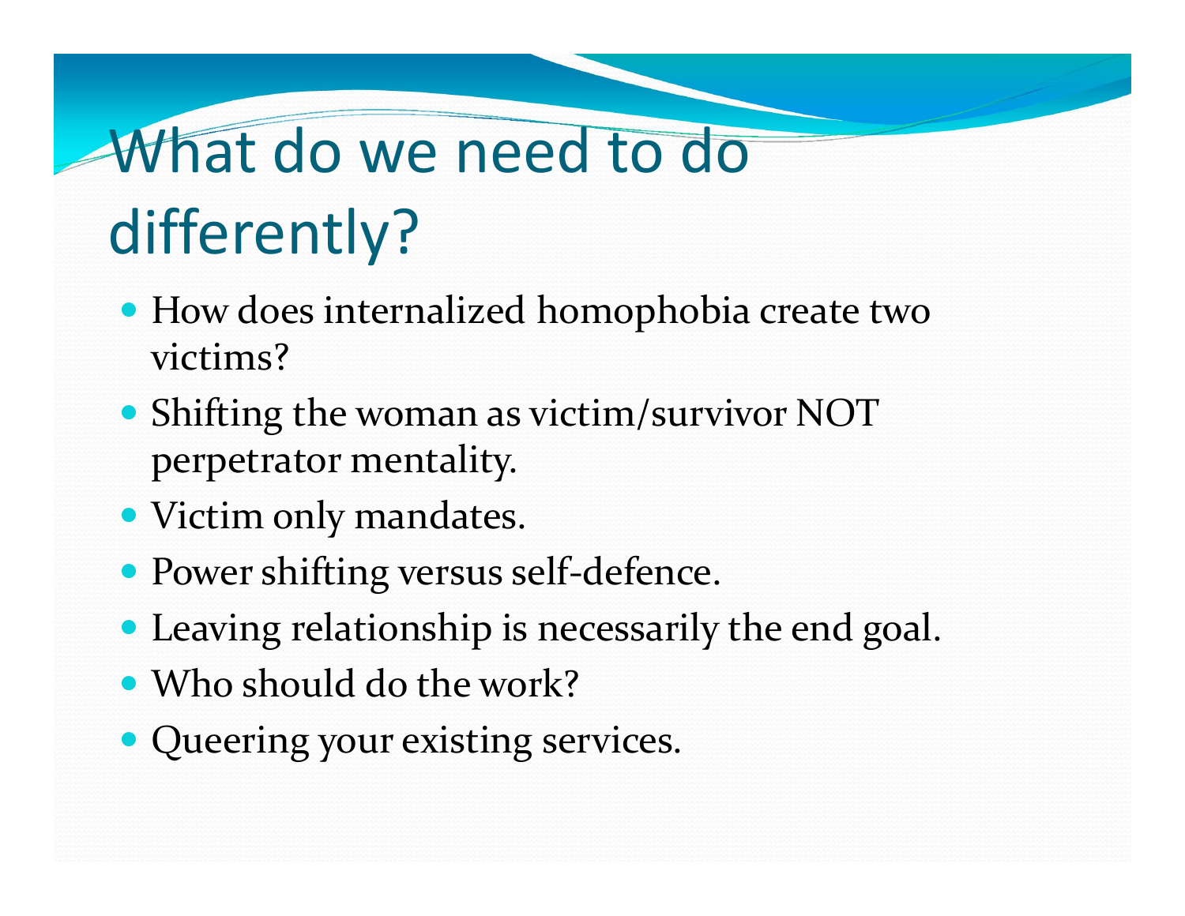# What do we need to do differently?

- How does internalized homophobia create two victims?
- Shifting the woman as victim/survivor NOT perpetrator mentality.
- Victim only mandates.
- Power shifting versus self-defence.
- Leaving relationship is necessarily the end goal.
- Who should do the work?
- Queering your existing services.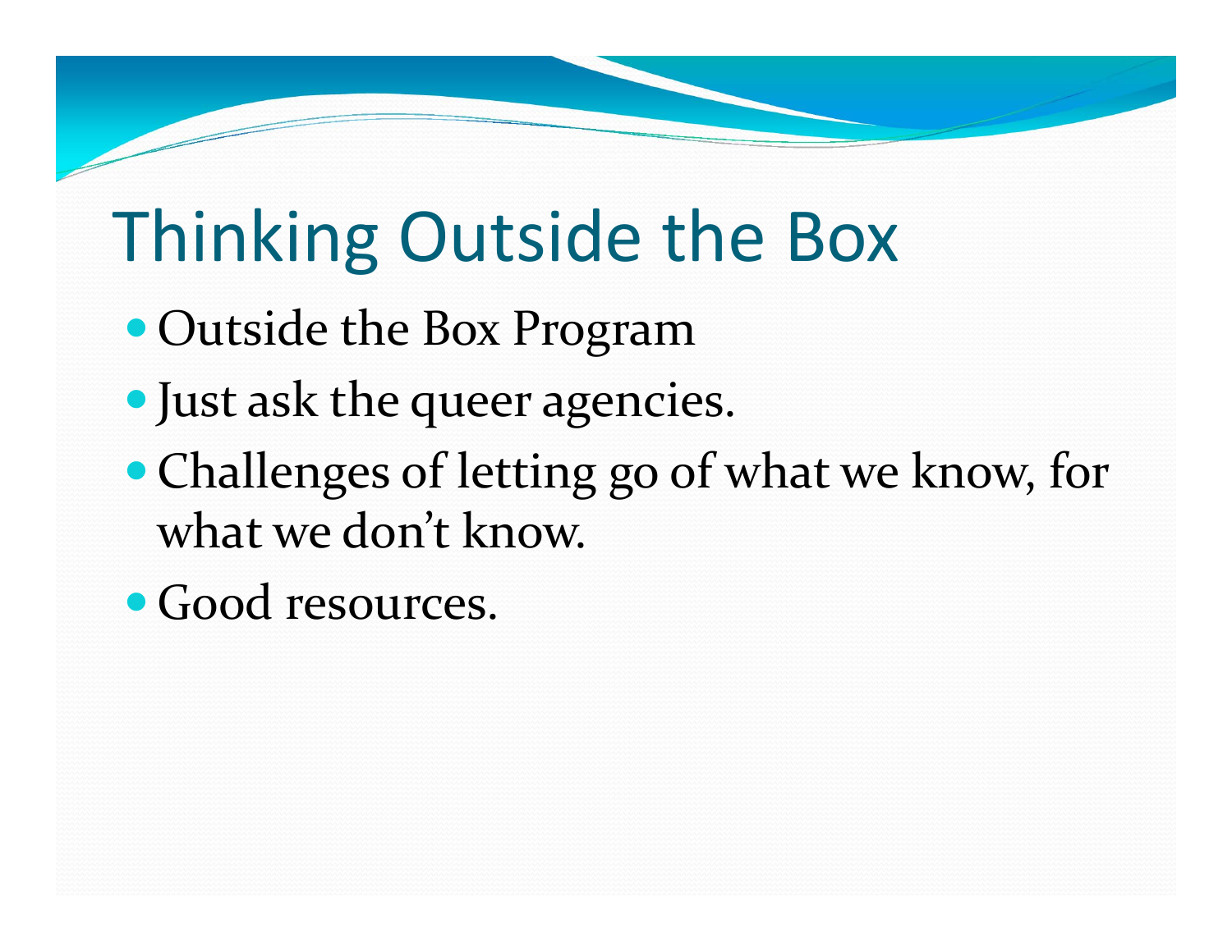# Thinking Outside the Box

- Outside the Box Program
- Just ask the queer agencies.
- Challenges of letting go of what we know, for what we don't know.
- Good resources.